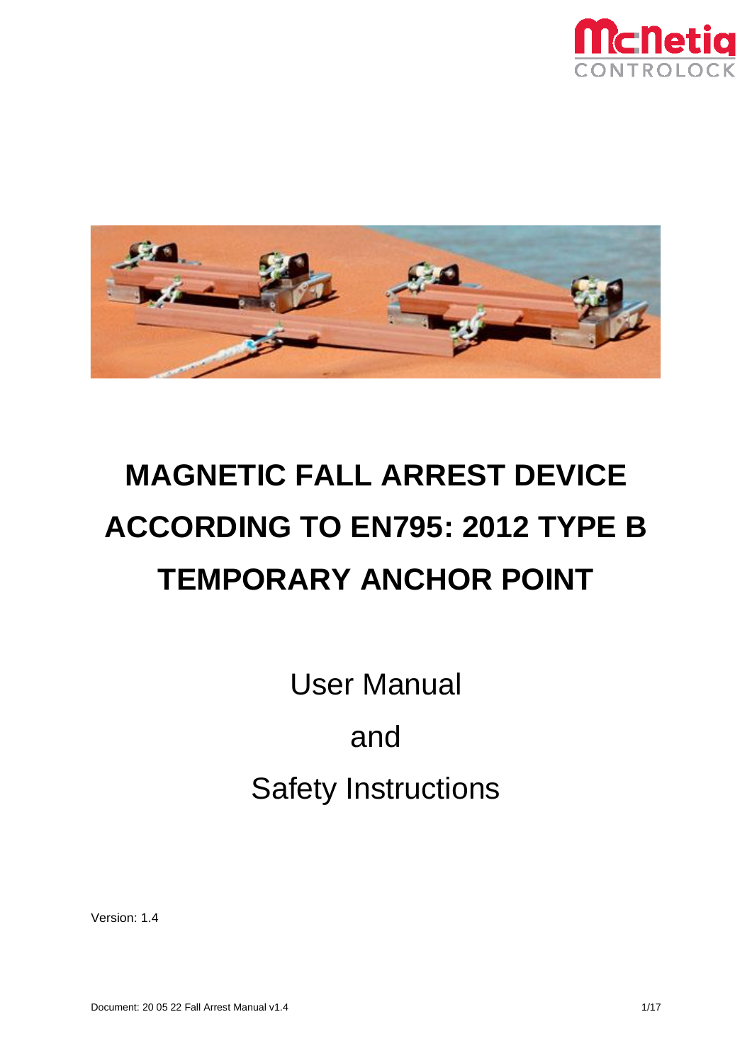# MAGNETIC FALL ARREST DEVICE ACCORDING TO EN795: 2012 TYPE B TEMPORARY ANCHOR POINT

User Manual

and

Safety Instructions

Version: 1.4

Document: 20 05 22 Fall Arrest Manual v1.4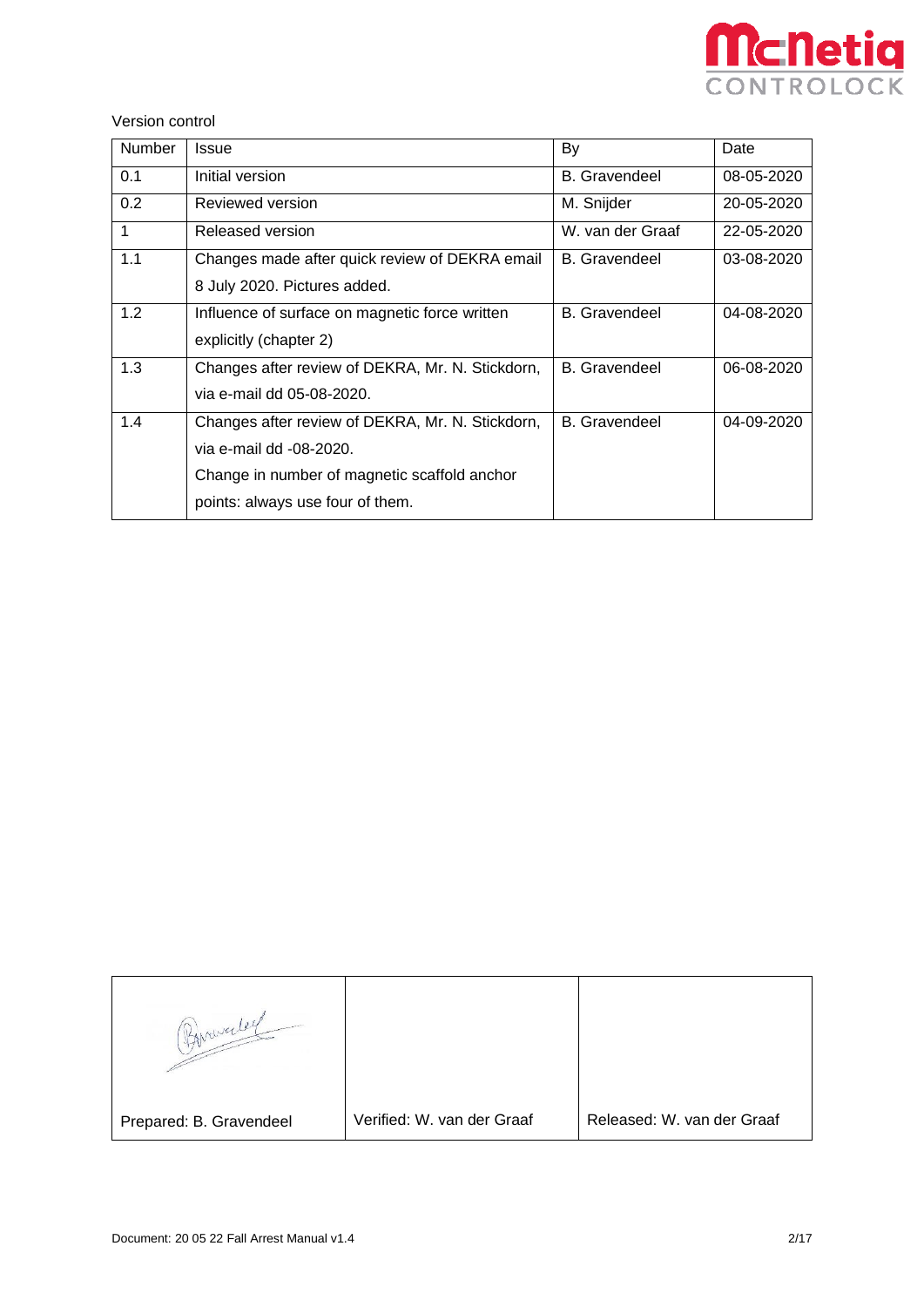Version control

| Number | Issue | By | Date |
|---|---|---|---|
| 0.1 | Initial version | B. Gravendeel | 08-05-2020 |
| 0.2 | Reviewed version | M. Snijder | 20-05-2020 |
| 1 | Released version | W. van der Graaf | 22-05-2020 |
| 1.1 | Changes made after quick review of DEKRA email 8 July 2020. Pictures added. | B. Gravendeel | 03-08-2020 |
| 1.2 | Influence of surface on magnetic force written explicitly (chapter 2) | B. Gravendeel | 04-08-2020 |
| 1.3 | Changes after review of DEKRA, Mr. N. Stickdorn, via e-mail dd 05-08-2020. | B. Gravendeel | 06-08-2020 |
| 1.4 | Changes after review of DEKRA, Mr. N. Stickdorn, via e-mail dd -08-2020. Change in number of magnetic scaffold anchor points: always use four of them. | B. Gravendeel | 04-09-2020 |

| Prepared: B. Gravendeel | Verified: W. van der Graaf | Released: W. van der Graaf |
|---|---|---|

Document: 20 05 22 Fall Arrest Manual v1.4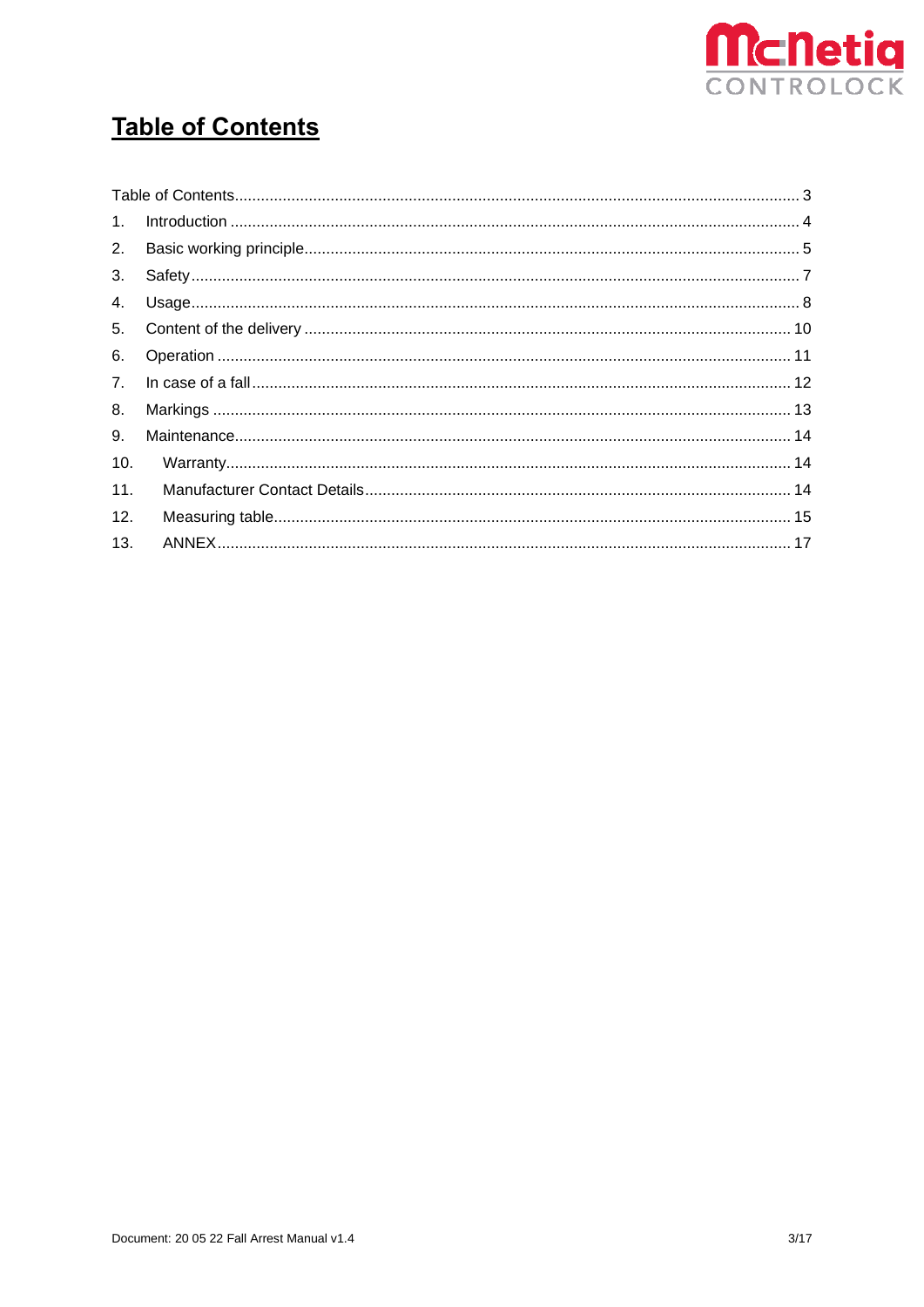# Table of Contents

Table of Contents ........................................................................................................................ 3

1. Introduction ............................................................................................................................ 4
2. Basic working principle ........................................................................................................... 5
3. Safety ...................................................................................................................................... 7
4. Usage ...................................................................................................................................... 8
5. Content of the delivery .......................................................................................................... 10
6. Operation .............................................................................................................................. 11
7. In case of a fall ...................................................................................................................... 12
8. Markings ................................................................................................................................ 13
9. Maintenance .......................................................................................................................... 14
10. Warranty ............................................................................................................................... 14
11. Manufacturer Contact Details ............................................................................................... 14
12. Measuring table .................................................................................................................... 15
13. ANNEX .................................................................................................................................. 17

Document: 20 05 22 Fall Arrest Manual v1.4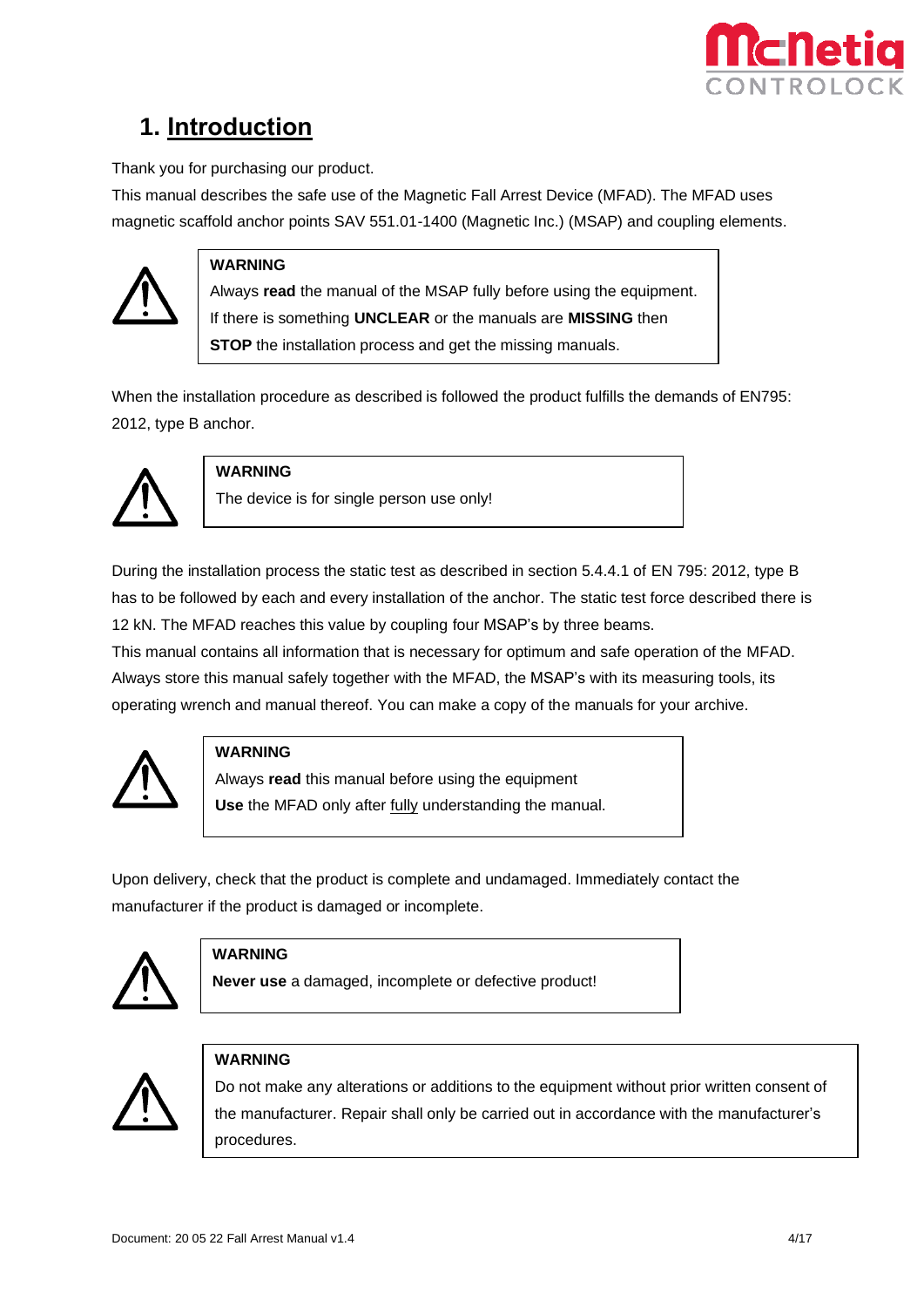# 1. Introduction

Thank you for purchasing our product.

This manual describes the safe use of the Magnetic Fall Arrest Device (MFAD). The MFAD uses magnetic scaffold anchor points SAV 551.01-1400 (Magnetic Inc.) (MSAP) and coupling elements.

> **WARNING**
> Always **read** the manual of the MSAP fully before using the equipment.
> If there is something **UNCLEAR** or the manuals are **MISSING** then **STOP** the installation process and get the missing manuals.

When the installation procedure as described is followed the product fulfills the demands of EN795: 2012, type B anchor.

> **WARNING**
> The device is for single person use only!

During the installation process the static test as described in section 5.4.4.1 of EN 795: 2012, type B has to be followed by each and every installation of the anchor. The static test force described there is 12 kN. The MFAD reaches this value by coupling four MSAP's by three beams.

This manual contains all information that is necessary for optimum and safe operation of the MFAD. Always store this manual safely together with the MFAD, the MSAP's with its measuring tools, its operating wrench and manual thereof. You can make a copy of the manuals for your archive.

> **WARNING**
> Always **read** this manual before using the equipment
> **Use** the MFAD only after fully understanding the manual.

Upon delivery, check that the product is complete and undamaged. Immediately contact the manufacturer if the product is damaged or incomplete.

> **WARNING**
> **Never use** a damaged, incomplete or defective product!

> **WARNING**
> Do not make any alterations or additions to the equipment without prior written consent of the manufacturer. Repair shall only be carried out in accordance with the manufacturer's procedures.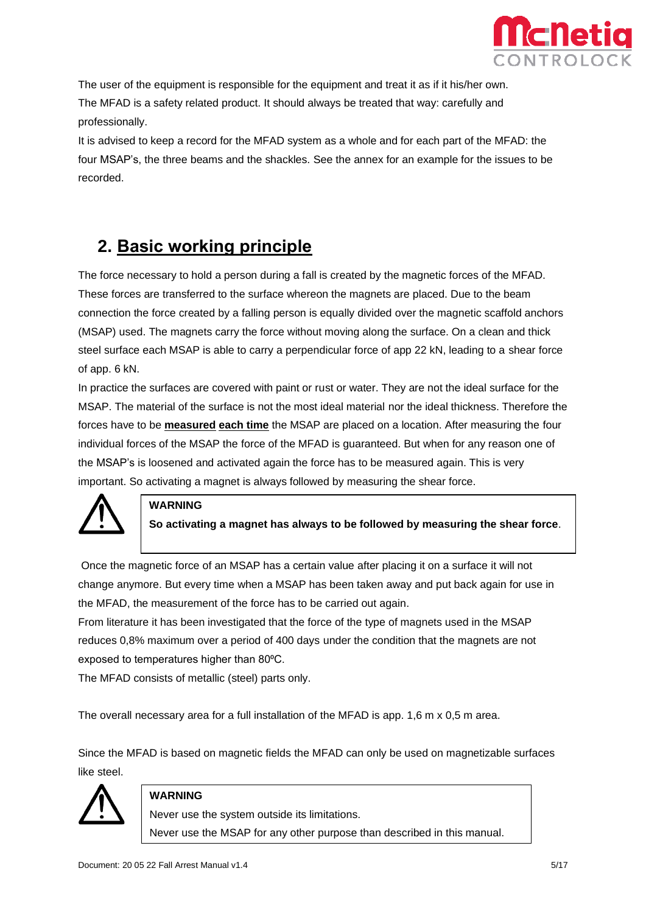The user of the equipment is responsible for the equipment and treat it as if it his/her own.
The MFAD is a safety related product. It should always be treated that way: carefully and professionally.
It is advised to keep a record for the MFAD system as a whole and for each part of the MFAD: the four MSAP's, the three beams and the shackles. See the annex for an example for the issues to be recorded.

## 2. Basic working principle

The force necessary to hold a person during a fall is created by the magnetic forces of the MFAD. These forces are transferred to the surface whereon the magnets are placed. Due to the beam connection the force created by a falling person is equally divided over the magnetic scaffold anchors (MSAP) used. The magnets carry the force without moving along the surface. On a clean and thick steel surface each MSAP is able to carry a perpendicular force of app 22 kN, leading to a shear force of app. 6 kN.
In practice the surfaces are covered with paint or rust or water. They are not the ideal surface for the MSAP. The material of the surface is not the most ideal material nor the ideal thickness. Therefore the forces have to be **measured** **each time** the MSAP are placed on a location. After measuring the four individual forces of the MSAP the force of the MFAD is guaranteed. But when for any reason one of the MSAP's is loosened and activated again the force has to be measured again. This is very important. So activating a magnet is always followed by measuring the shear force.

> **WARNING**
> **So activating a magnet has always to be followed by measuring the shear force**.

Once the magnetic force of an MSAP has a certain value after placing it on a surface it will not change anymore. But every time when a MSAP has been taken away and put back again for use in the MFAD, the measurement of the force has to be carried out again.
From literature it has been investigated that the force of the type of magnets used in the MSAP reduces 0,8% maximum over a period of 400 days under the condition that the magnets are not exposed to temperatures higher than 80ºC.
The MFAD consists of metallic (steel) parts only.

The overall necessary area for a full installation of the MFAD is app. 1,6 m x 0,5 m area.

Since the MFAD is based on magnetic fields the MFAD can only be used on magnetizable surfaces like steel.

> **WARNING**
> Never use the system outside its limitations.
> Never use the MSAP for any other purpose than described in this manual.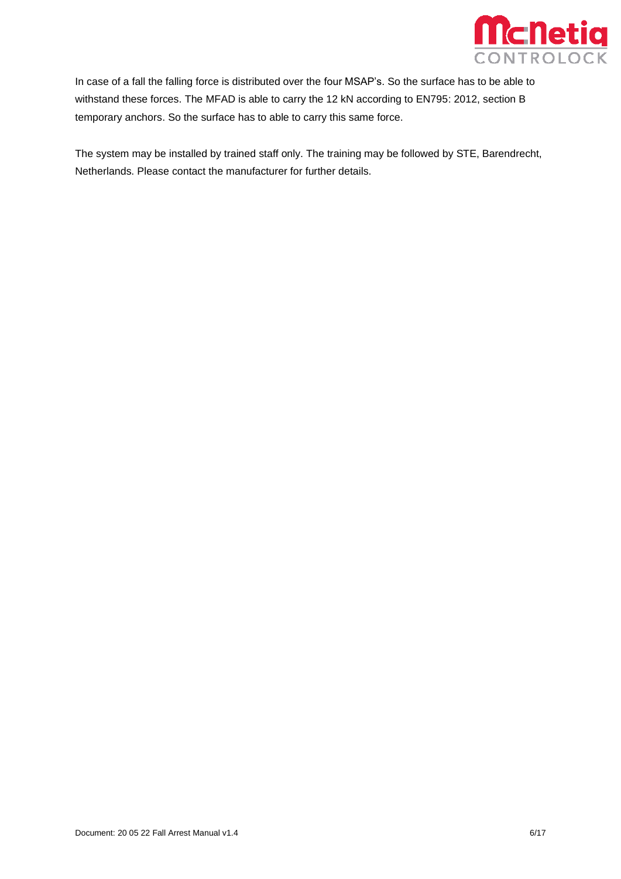In case of a fall the falling force is distributed over the four MSAP's. So the surface has to be able to withstand these forces. The MFAD is able to carry the 12 kN according to EN795: 2012, section B temporary anchors. So the surface has to able to carry this same force.

The system may be installed by trained staff only. The training may be followed by STE, Barendrecht, Netherlands. Please contact the manufacturer for further details.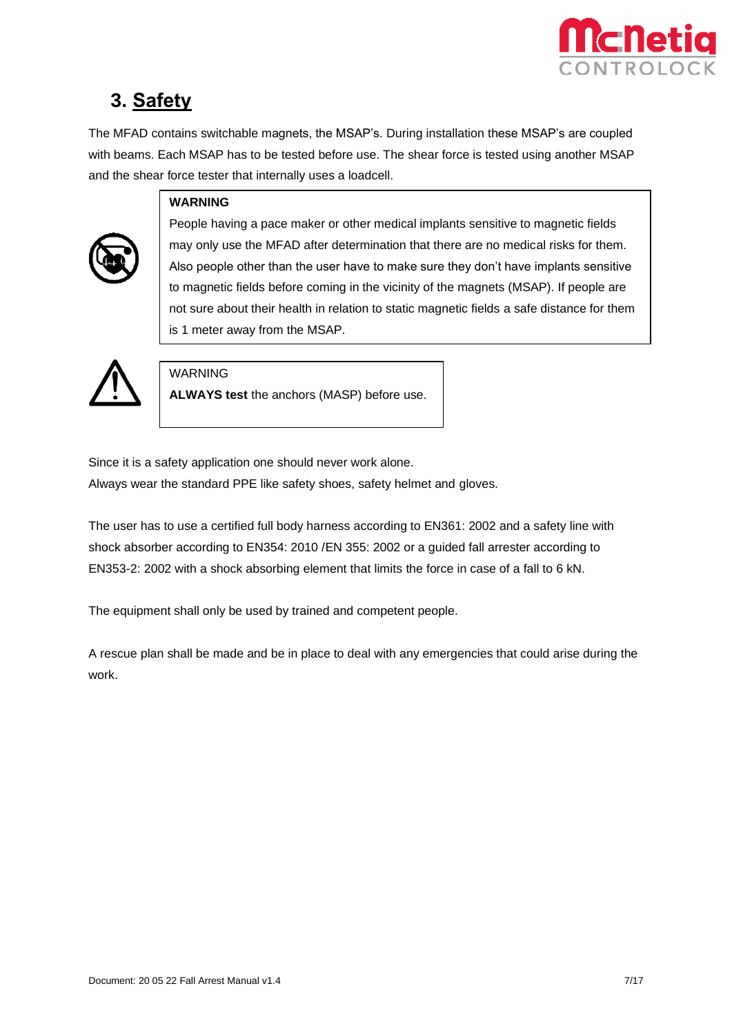# 3. Safety

The MFAD contains switchable magnets, the MSAP's. During installation these MSAP's are coupled with beams. Each MSAP has to be tested before use. The shear force is tested using another MSAP and the shear force tester that internally uses a loadcell.

> **WARNING**
> People having a pace maker or other medical implants sensitive to magnetic fields may only use the MFAD after determination that there are no medical risks for them. Also people other than the user have to make sure they don't have implants sensitive to magnetic fields before coming in the vicinity of the magnets (MSAP). If people are not sure about their health in relation to static magnetic fields a safe distance for them is 1 meter away from the MSAP.

> WARNING
> **ALWAYS test** the anchors (MASP) before use.

Since it is a safety application one should never work alone.
Always wear the standard PPE like safety shoes, safety helmet and gloves.

The user has to use a certified full body harness according to EN361: 2002 and a safety line with shock absorber according to EN354: 2010 /EN 355: 2002 or a guided fall arrester according to EN353-2: 2002 with a shock absorbing element that limits the force in case of a fall to 6 kN.

The equipment shall only be used by trained and competent people.

A rescue plan shall be made and be in place to deal with any emergencies that could arise during the work.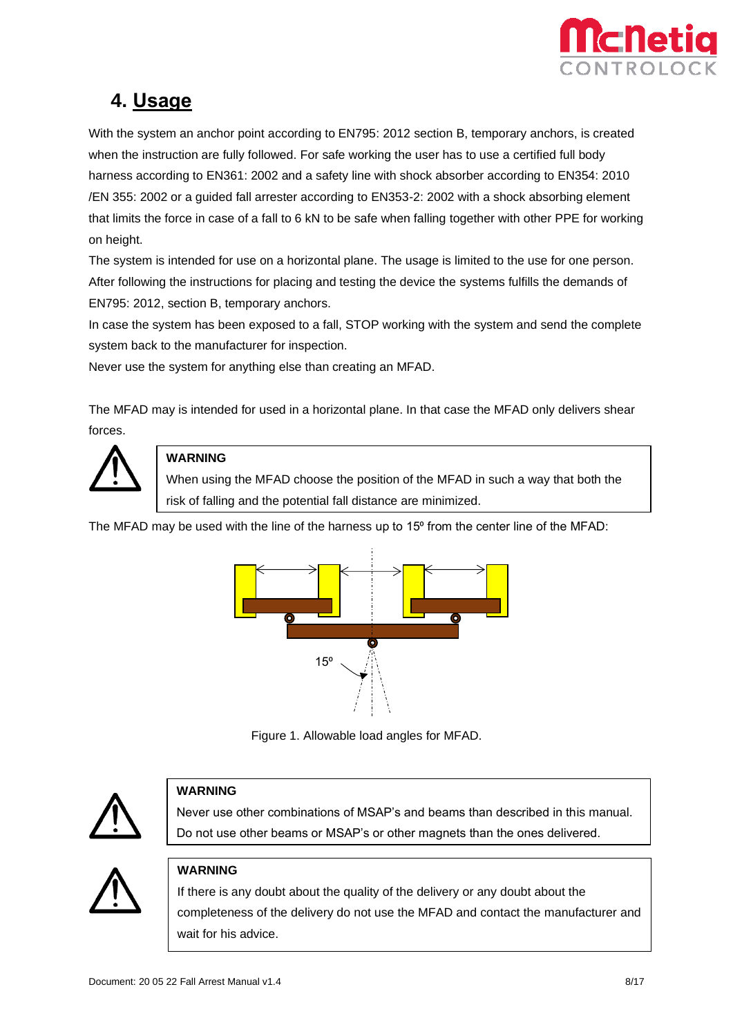# 4. Usage

With the system an anchor point according to EN795: 2012 section B, temporary anchors, is created when the instruction are fully followed. For safe working the user has to use a certified full body harness according to EN361: 2002 and a safety line with shock absorber according to EN354: 2010 /EN 355: 2002 or a guided fall arrester according to EN353-2: 2002 with a shock absorbing element that limits the force in case of a fall to 6 kN to be safe when falling together with other PPE for working on height.

The system is intended for use on a horizontal plane. The usage is limited to the use for one person.

After following the instructions for placing and testing the device the systems fulfills the demands of EN795: 2012, section B, temporary anchors.

In case the system has been exposed to a fall, STOP working with the system and send the complete system back to the manufacturer for inspection.

Never use the system for anything else than creating an MFAD.

The MFAD may is intended for used in a horizontal plane. In that case the MFAD only delivers shear forces.

> **WARNING**
> When using the MFAD choose the position of the MFAD in such a way that both the risk of falling and the potential fall distance are minimized.

The MFAD may be used with the line of the harness up to 15º from the center line of the MFAD:

15º

Figure 1. Allowable load angles for MFAD.

> **WARNING**
> Never use other combinations of MSAP's and beams than described in this manual. Do not use other beams or MSAP's or other magnets than the ones delivered.

> **WARNING**
> If there is any doubt about the quality of the delivery or any doubt about the completeness of the delivery do not use the MFAD and contact the manufacturer and wait for his advice.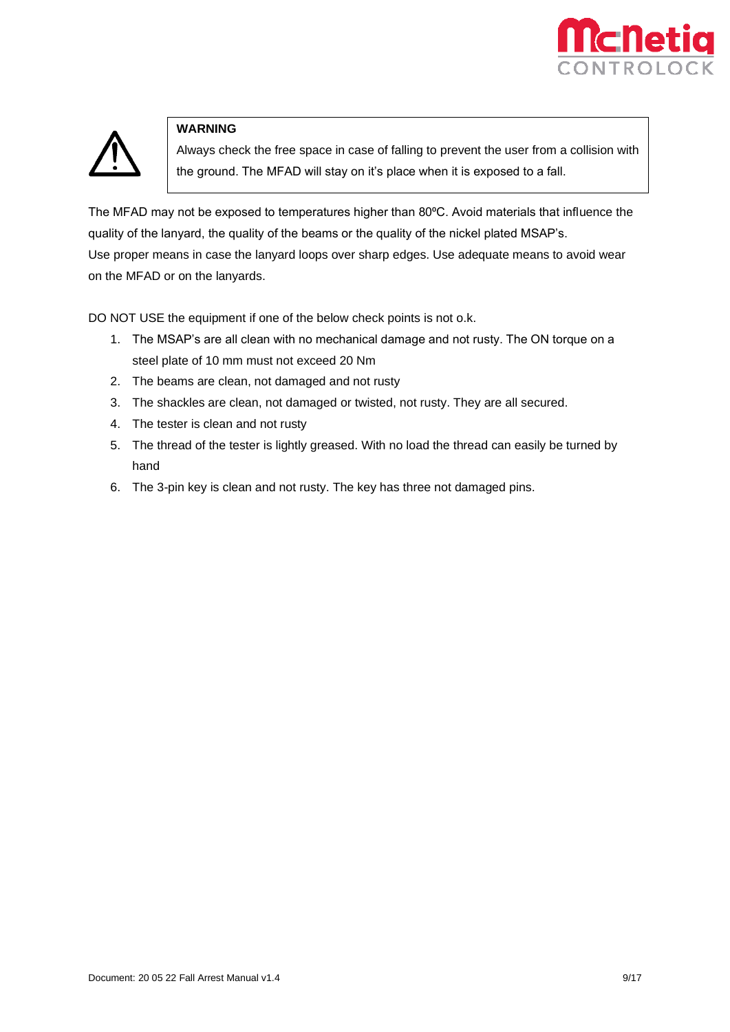**WARNING**

Always check the free space in case of falling to prevent the user from a collision with the ground. The MFAD will stay on it's place when it is exposed to a fall.

The MFAD may not be exposed to temperatures higher than 80ºC. Avoid materials that influence the quality of the lanyard, the quality of the beams or the quality of the nickel plated MSAP's.
Use proper means in case the lanyard loops over sharp edges. Use adequate means to avoid wear on the MFAD or on the lanyards.

DO NOT USE the equipment if one of the below check points is not o.k.

1. The MSAP's are all clean with no mechanical damage and not rusty. The ON torque on a steel plate of 10 mm must not exceed 20 Nm
2. The beams are clean, not damaged and not rusty
3. The shackles are clean, not damaged or twisted, not rusty. They are all secured.
4. The tester is clean and not rusty
5. The thread of the tester is lightly greased. With no load the thread can easily be turned by hand
6. The 3-pin key is clean and not rusty. The key has three not damaged pins.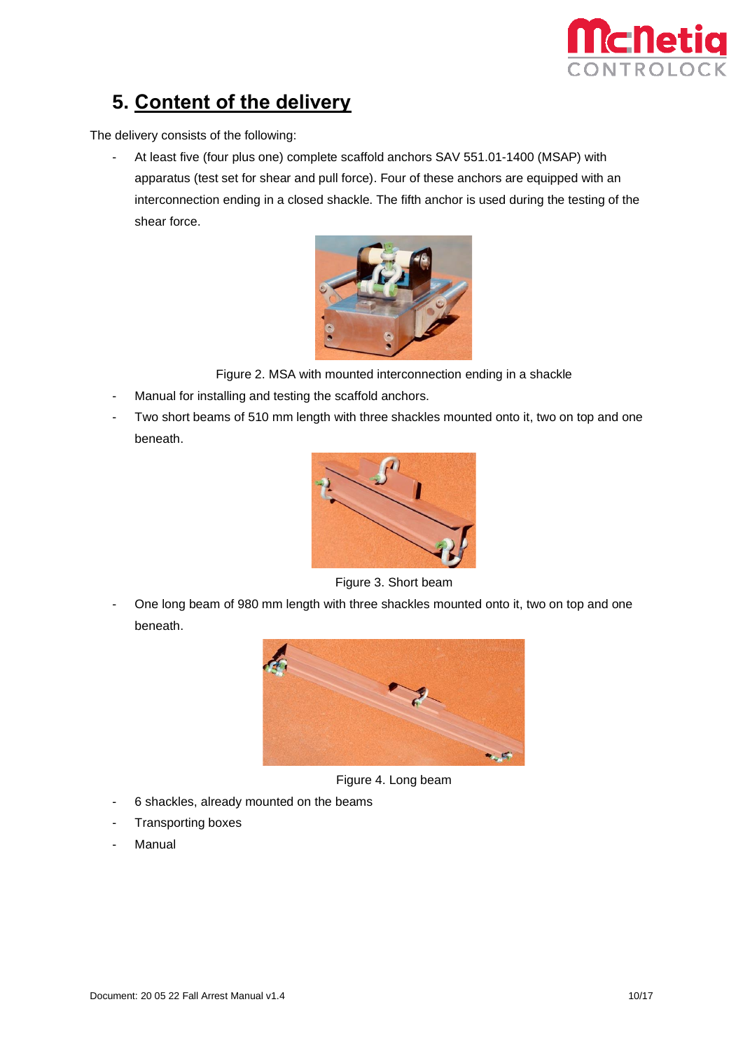## 5. Content of the delivery

The delivery consists of the following:

- At least five (four plus one) complete scaffold anchors SAV 551.01-1400 (MSAP) with apparatus (test set for shear and pull force). Four of these anchors are equipped with an interconnection ending in a closed shackle. The fifth anchor is used during the testing of the shear force.

Figure 2. MSA with mounted interconnection ending in a shackle

- Manual for installing and testing the scaffold anchors.
- Two short beams of 510 mm length with three shackles mounted onto it, two on top and one beneath.

Figure 3. Short beam

- One long beam of 980 mm length with three shackles mounted onto it, two on top and one beneath.

Figure 4. Long beam

- 6 shackles, already mounted on the beams
- Transporting boxes
- Manual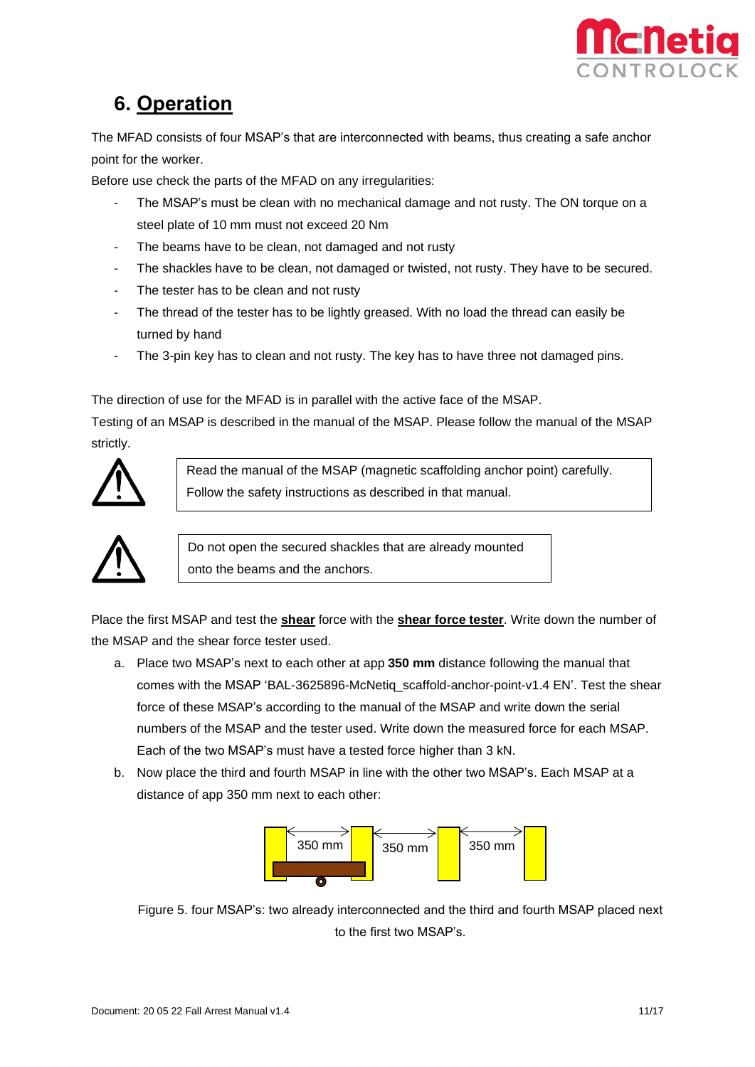# 6. Operation

The MFAD consists of four MSAP's that are interconnected with beams, thus creating a safe anchor point for the worker.

Before use check the parts of the MFAD on any irregularities:

- The MSAP's must be clean with no mechanical damage and not rusty. The ON torque on a steel plate of 10 mm must not exceed 20 Nm
- The beams have to be clean, not damaged and not rusty
- The shackles have to be clean, not damaged or twisted, not rusty. They have to be secured.
- The tester has to be clean and not rusty
- The thread of the tester has to be lightly greased. With no load the thread can easily be turned by hand
- The 3-pin key has to clean and not rusty. The key has to have three not damaged pins.

The direction of use for the MFAD is in parallel with the active face of the MSAP.

Testing of an MSAP is described in the manual of the MSAP. Please follow the manual of the MSAP strictly.

⚠ Read the manual of the MSAP (magnetic scaffolding anchor point) carefully. Follow the safety instructions as described in that manual.

⚠ Do not open the secured shackles that are already mounted onto the beams and the anchors.

Place the first MSAP and test the **shear** force with the **shear force tester**. Write down the number of the MSAP and the shear force tester used.

a. Place two MSAP's next to each other at app **350 mm** distance following the manual that comes with the MSAP 'BAL-3625896-McNetiq_scaffold-anchor-point-v1.4 EN'. Test the shear force of these MSAP's according to the manual of the MSAP and write down the serial numbers of the MSAP and the tester used. Write down the measured force for each MSAP. Each of the two MSAP's must have a tested force higher than 3 kN.

b. Now place the third and fourth MSAP in line with the other two MSAP's. Each MSAP at a distance of app 350 mm next to each other:

350 mm 350 mm 350 mm

Figure 5. four MSAP's: two already interconnected and the third and fourth MSAP placed next to the first two MSAP's.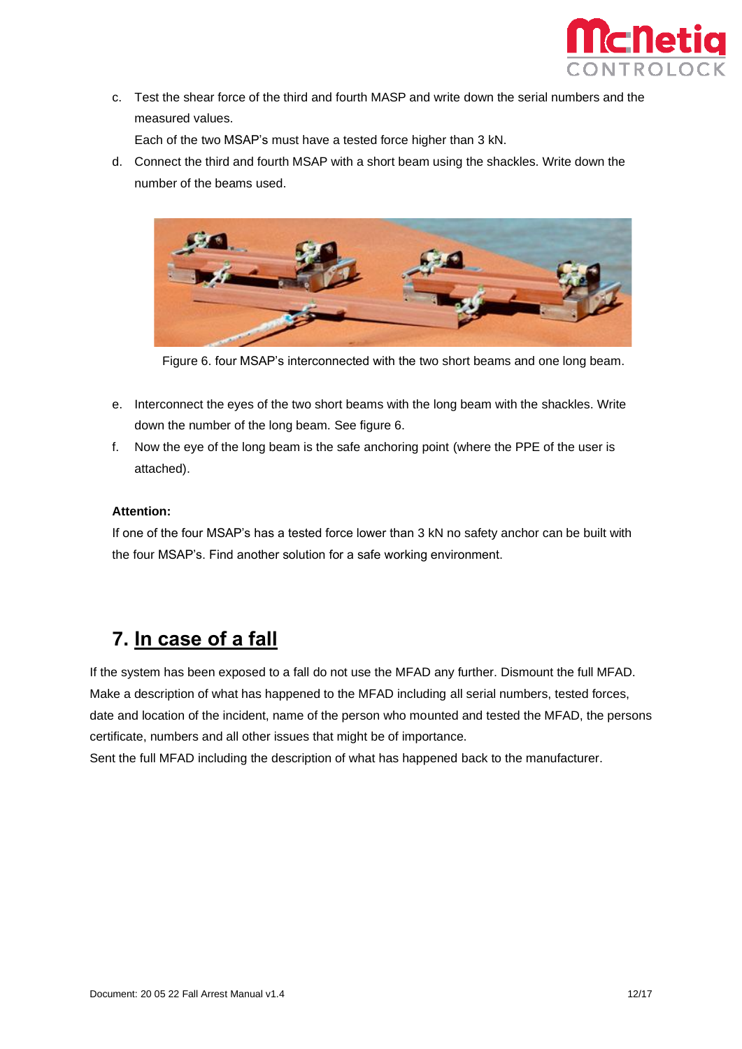c. Test the shear force of the third and fourth MASP and write down the serial numbers and the measured values.
   Each of the two MSAP's must have a tested force higher than 3 kN.
d. Connect the third and fourth MSAP with a short beam using the shackles. Write down the number of the beams used.

Figure 6. four MSAP's interconnected with the two short beams and one long beam.

e. Interconnect the eyes of the two short beams with the long beam with the shackles. Write down the number of the long beam. See figure 6.
f. Now the eye of the long beam is the safe anchoring point (where the PPE of the user is attached).

**Attention:**
If one of the four MSAP's has a tested force lower than 3 kN no safety anchor can be built with the four MSAP's. Find another solution for a safe working environment.

# 7. In case of a fall

If the system has been exposed to a fall do not use the MFAD any further. Dismount the full MFAD. Make a description of what has happened to the MFAD including all serial numbers, tested forces, date and location of the incident, name of the person who mounted and tested the MFAD, the persons certificate, numbers and all other issues that might be of importance.
Sent the full MFAD including the description of what has happened back to the manufacturer.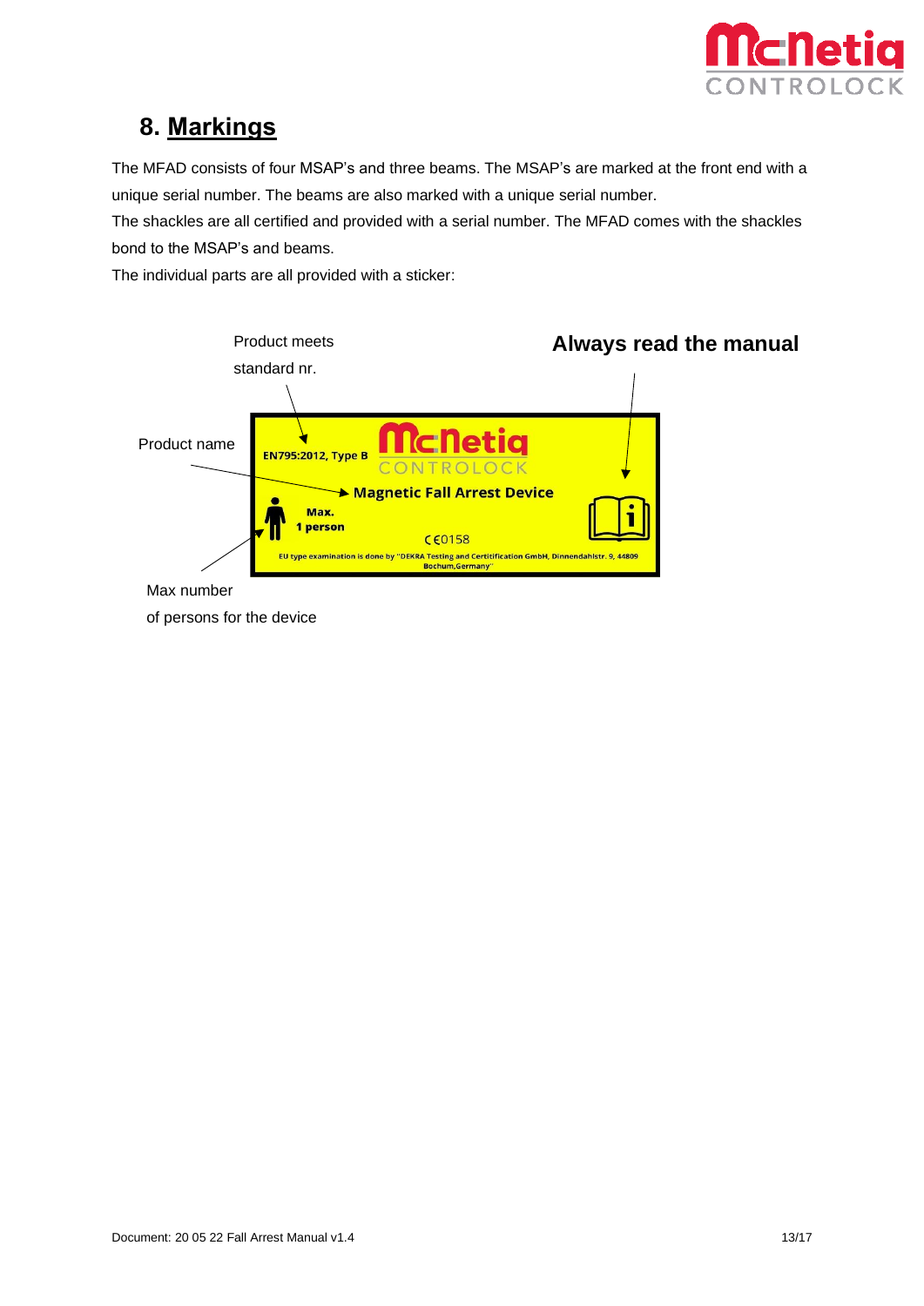## 8. Markings

The MFAD consists of four MSAP's and three beams. The MSAP's are marked at the front end with a unique serial number. The beams are also marked with a unique serial number.

The shackles are all certified and provided with a serial number. The MFAD comes with the shackles bond to the MSAP's and beams.

The individual parts are all provided with a sticker:

Product meets standard nr.

**Always read the manual**

Product name

EN795:2012, Type B

McNetiq CONTROLOCK

Magnetic Fall Arrest Device

Max. 1 person

CE0158

EU type examination is done by "DEKRA Testing and Certitification GmbH, Dinnendahlstr. 9, 44809 Bochum,Germany"

Max number of persons for the device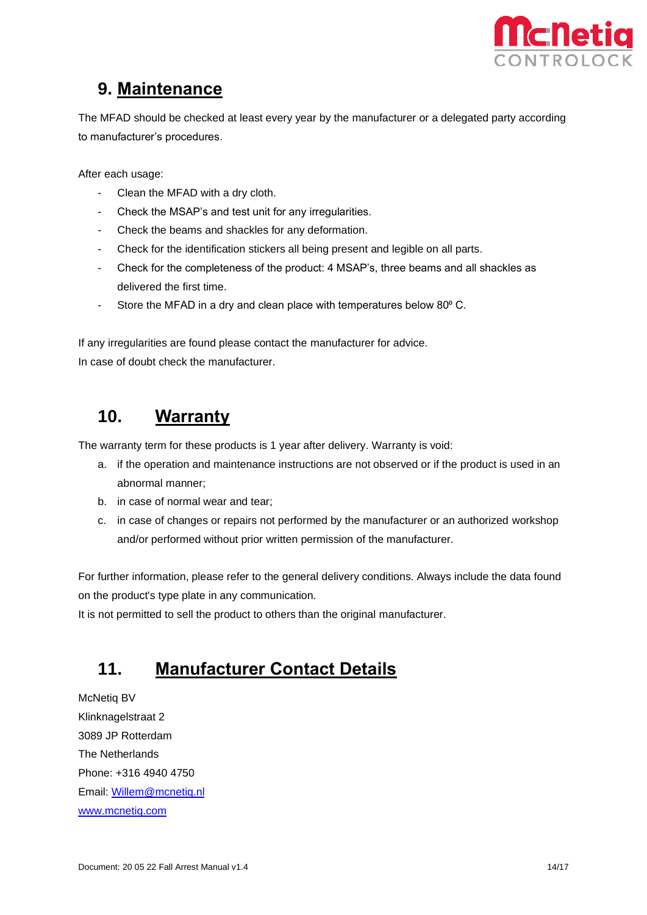## 9. Maintenance

The MFAD should be checked at least every year by the manufacturer or a delegated party according to manufacturer's procedures.

After each usage:

- Clean the MFAD with a dry cloth.
- Check the MSAP's and test unit for any irregularities.
- Check the beams and shackles for any deformation.
- Check for the identification stickers all being present and legible on all parts.
- Check for the completeness of the product: 4 MSAP's, three beams and all shackles as delivered the first time.
- Store the MFAD in a dry and clean place with temperatures below 80º C.

If any irregularities are found please contact the manufacturer for advice.
In case of doubt check the manufacturer.

## 10. Warranty

The warranty term for these products is 1 year after delivery. Warranty is void:

a. if the operation and maintenance instructions are not observed or if the product is used in an abnormal manner;
b. in case of normal wear and tear;
c. in case of changes or repairs not performed by the manufacturer or an authorized workshop and/or performed without prior written permission of the manufacturer.

For further information, please refer to the general delivery conditions. Always include the data found on the product's type plate in any communication.
It is not permitted to sell the product to others than the original manufacturer.

## 11. Manufacturer Contact Details

McNetiq BV
Klinknagelstraat 2
3089 JP Rotterdam
The Netherlands
Phone: +316 4940 4750
Email: Willem@mcnetiq.nl
www.mcnetiq.com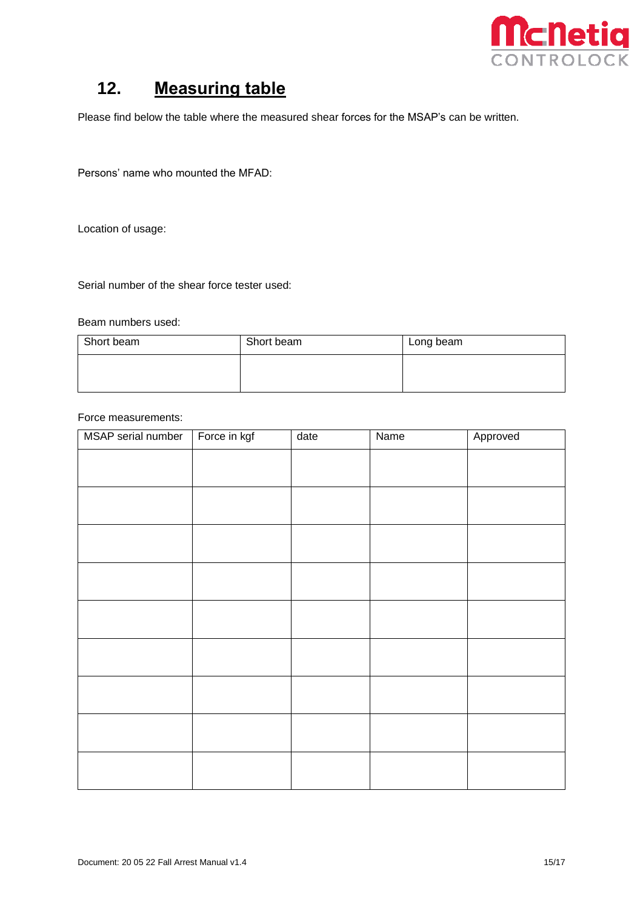## 12. Measuring table

Please find below the table where the measured shear forces for the MSAP's can be written.

Persons' name who mounted the MFAD:

Location of usage:

Serial number of the shear force tester used:

Beam numbers used:

| Short beam | Short beam | Long beam |
|---|---|---|
| | | |

Force measurements:

| MSAP serial number | Force in kgf | date | Name | Approved |
|---|---|---|---|---|
| | | | | |
| | | | | |
| | | | | |
| | | | | |
| | | | | |
| | | | | |
| | | | | |
| | | | | |
| | | | | |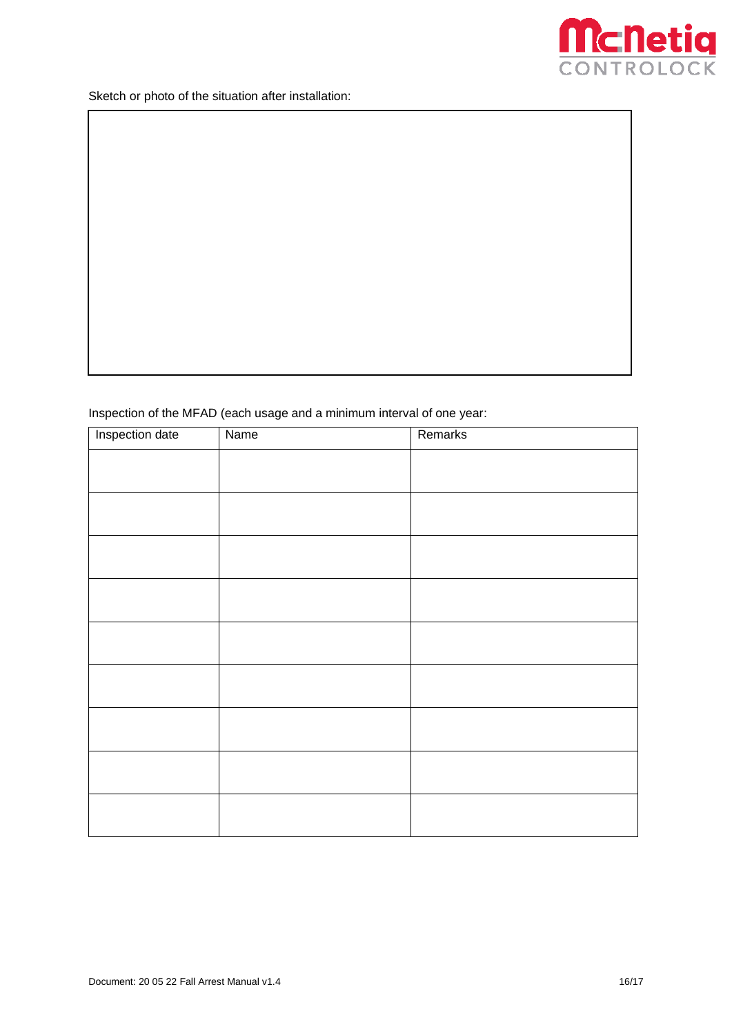Sketch or photo of the situation after installation:

Inspection of the MFAD (each usage and a minimum interval of one year:

| Inspection date | Name | Remarks |
| --- | --- | --- |
| | | |
| | | |
| | | |
| | | |
| | | |
| | | |
| | | |
| | | |
| | | |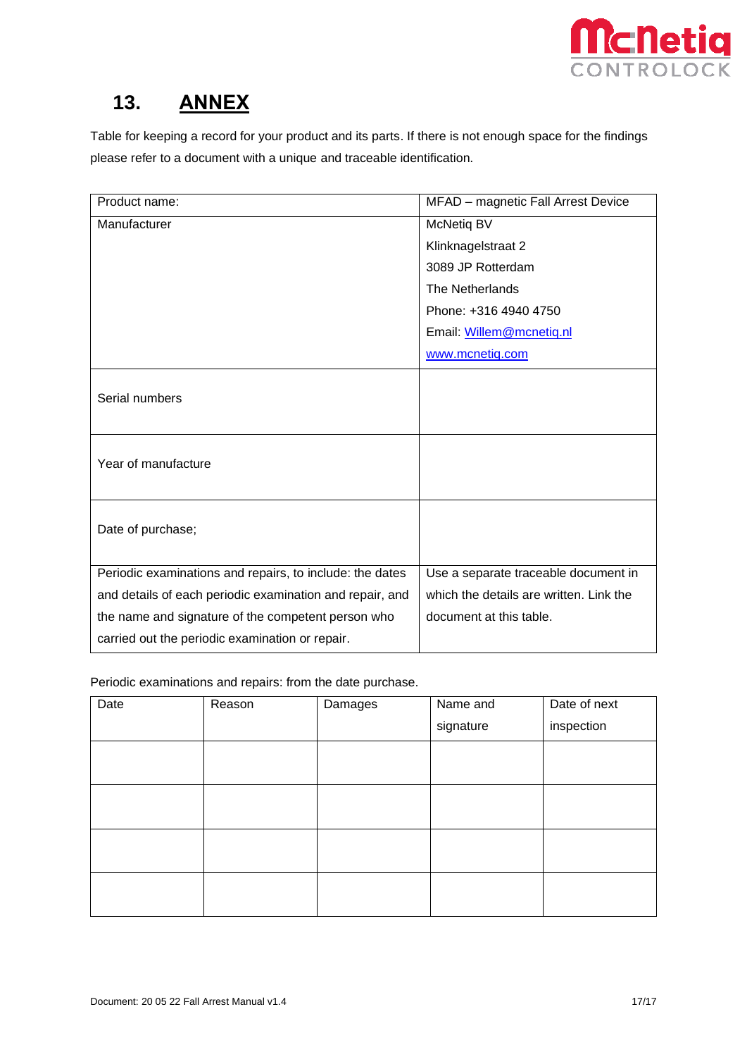# 13. ANNEX

Table for keeping a record for your product and its parts. If there is not enough space for the findings please refer to a document with a unique and traceable identification.

| | |
|---|---|
| Product name: | MFAD – magnetic Fall Arrest Device |
| Manufacturer | McNetiq BV<br>Klinknagelstraat 2<br>3089 JP Rotterdam<br>The Netherlands<br>Phone: +316 4940 4750<br>Email: Willem@mcnetiq.nl<br>www.mcnetiq.com |
| Serial numbers | |
| Year of manufacture | |
| Date of purchase; | |
| Periodic examinations and repairs, to include: the dates and details of each periodic examination and repair, and the name and signature of the competent person who carried out the periodic examination or repair. | Use a separate traceable document in which the details are written. Link the document at this table. |

Periodic examinations and repairs: from the date purchase.

| Date | Reason | Damages | Name and signature | Date of next inspection |
|---|---|---|---|---|
| | | | | |
| | | | | |
| | | | | |
| | | | | |

Document: 20 05 22 Fall Arrest Manual v1.4